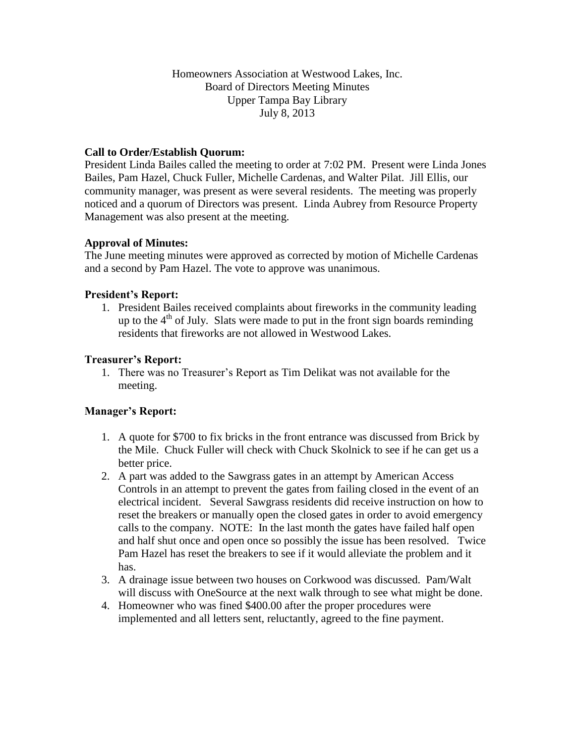Homeowners Association at Westwood Lakes, Inc.
Board of Directors Meeting Minutes
Upper Tampa Bay Library
July 8, 2013

**Call to Order/Establish Quorum:**
President Linda Bailes called the meeting to order at 7:02 PM. Present were Linda Jones Bailes, Pam Hazel, Chuck Fuller, Michelle Cardenas, and Walter Pilat. Jill Ellis, our community manager, was present as were several residents. The meeting was properly noticed and a quorum of Directors was present. Linda Aubrey from Resource Property Management was also present at the meeting.

**Approval of Minutes:**
The June meeting minutes were approved as corrected by motion of Michelle Cardenas and a second by Pam Hazel. The vote to approve was unanimous.

**President's Report:**

1. President Bailes received complaints about fireworks in the community leading up to the 4th of July. Slats were made to put in the front sign boards reminding residents that fireworks are not allowed in Westwood Lakes.

**Treasurer's Report:**

1. There was no Treasurer's Report as Tim Delikat was not available for the meeting.

**Manager's Report:**

1. A quote for $700 to fix bricks in the front entrance was discussed from Brick by the Mile. Chuck Fuller will check with Chuck Skolnick to see if he can get us a better price.
2. A part was added to the Sawgrass gates in an attempt by American Access Controls in an attempt to prevent the gates from failing closed in the event of an electrical incident. Several Sawgrass residents did receive instruction on how to reset the breakers or manually open the closed gates in order to avoid emergency calls to the company. NOTE: In the last month the gates have failed half open and half shut once and open once so possibly the issue has been resolved. Twice Pam Hazel has reset the breakers to see if it would alleviate the problem and it has.
3. A drainage issue between two houses on Corkwood was discussed. Pam/Walt will discuss with OneSource at the next walk through to see what might be done.
4. Homeowner who was fined $400.00 after the proper procedures were implemented and all letters sent, reluctantly, agreed to the fine payment.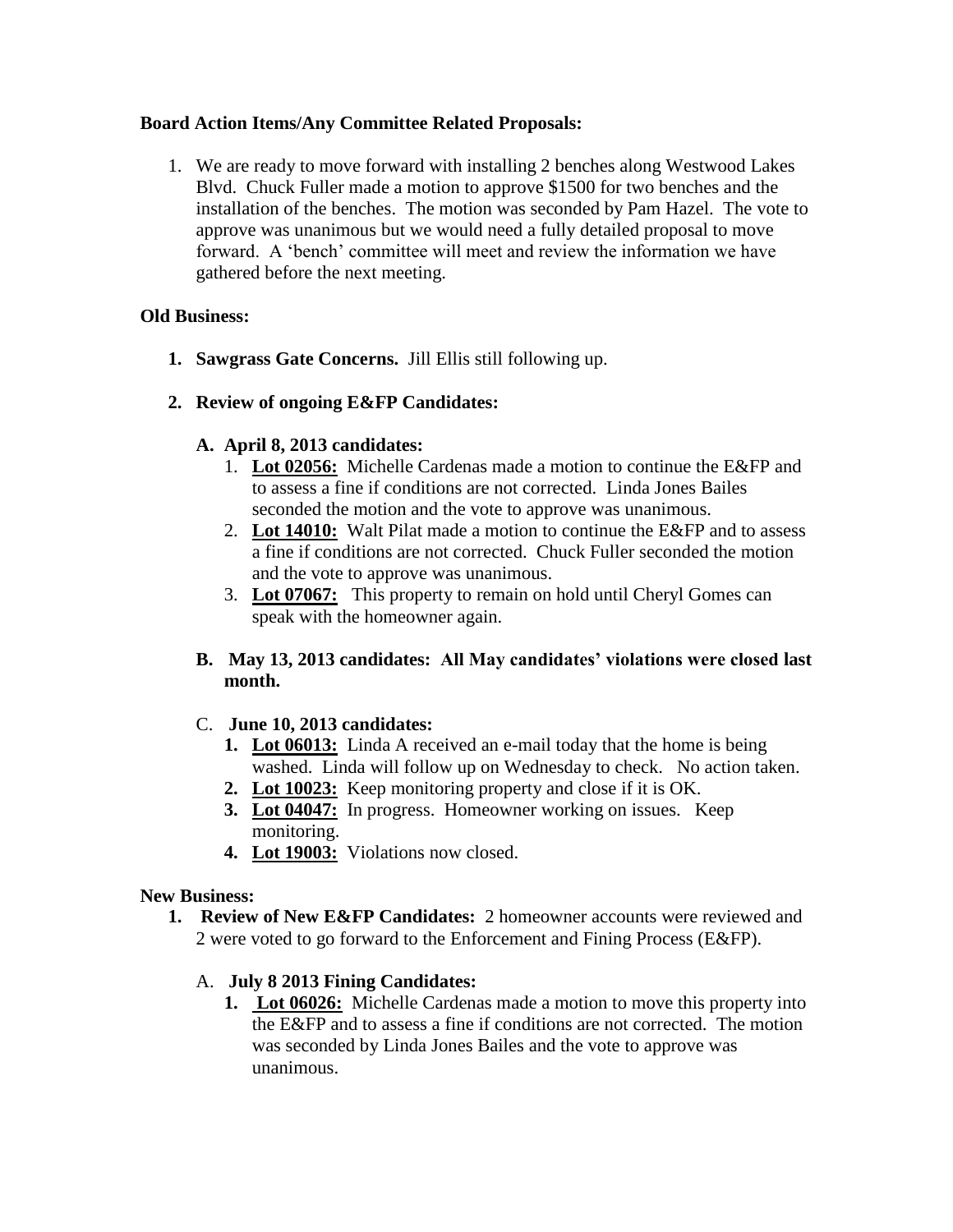**Board Action Items/Any Committee Related Proposals:**

1. We are ready to move forward with installing 2 benches along Westwood Lakes Blvd. Chuck Fuller made a motion to approve $1500 for two benches and the installation of the benches. The motion was seconded by Pam Hazel. The vote to approve was unanimous but we would need a fully detailed proposal to move forward. A 'bench' committee will meet and review the information we have gathered before the next meeting.

**Old Business:**

1. **Sawgrass Gate Concerns.** Jill Ellis still following up.

2. **Review of ongoing E&FP Candidates:**

   A. **April 8, 2013 candidates:**
      1. **Lot 02056:** Michelle Cardenas made a motion to continue the E&FP and to assess a fine if conditions are not corrected. Linda Jones Bailes seconded the motion and the vote to approve was unanimous.
      2. **Lot 14010:** Walt Pilat made a motion to continue the E&FP and to assess a fine if conditions are not corrected. Chuck Fuller seconded the motion and the vote to approve was unanimous.
      3. **Lot 07067:** This property to remain on hold until Cheryl Gomes can speak with the homeowner again.

   B. **May 13, 2013 candidates: All May candidates' violations were closed last month.**

   C. **June 10, 2013 candidates:**
      1. **Lot 06013:** Linda A received an e-mail today that the home is being washed. Linda will follow up on Wednesday to check. No action taken.
      2. **Lot 10023:** Keep monitoring property and close if it is OK.
      3. **Lot 04047:** In progress. Homeowner working on issues. Keep monitoring.
      4. **Lot 19003:** Violations now closed.

**New Business:**

1. **Review of New E&FP Candidates:** 2 homeowner accounts were reviewed and 2 were voted to go forward to the Enforcement and Fining Process (E&FP).

   A. **July 8 2013 Fining Candidates:**
      1. **Lot 06026:** Michelle Cardenas made a motion to move this property into the E&FP and to assess a fine if conditions are not corrected. The motion was seconded by Linda Jones Bailes and the vote to approve was unanimous.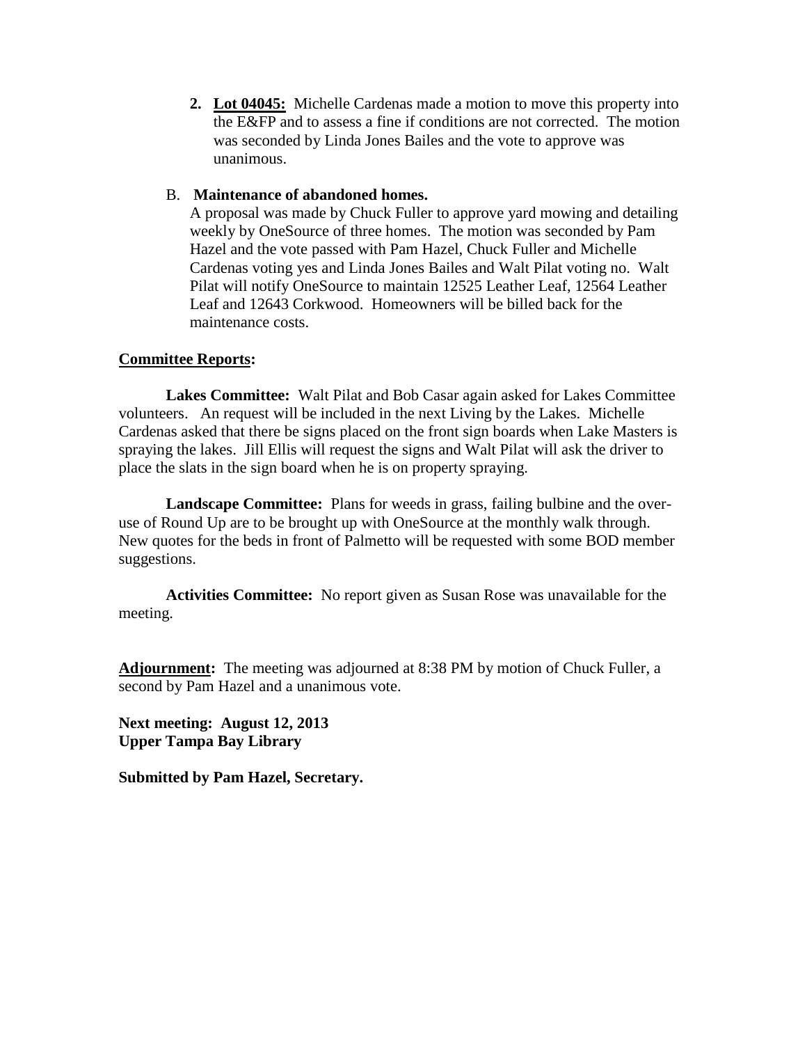2. **Lot 04045:** Michelle Cardenas made a motion to move this property into the E&FP and to assess a fine if conditions are not corrected. The motion was seconded by Linda Jones Bailes and the vote to approve was unanimous.

B. **Maintenance of abandoned homes.**

A proposal was made by Chuck Fuller to approve yard mowing and detailing weekly by OneSource of three homes. The motion was seconded by Pam Hazel and the vote passed with Pam Hazel, Chuck Fuller and Michelle Cardenas voting yes and Linda Jones Bailes and Walt Pilat voting no. Walt Pilat will notify OneSource to maintain 12525 Leather Leaf, 12564 Leather Leaf and 12643 Corkwood. Homeowners will be billed back for the maintenance costs.

**Committee Reports:**

**Lakes Committee:** Walt Pilat and Bob Casar again asked for Lakes Committee volunteers. An request will be included in the next Living by the Lakes. Michelle Cardenas asked that there be signs placed on the front sign boards when Lake Masters is spraying the lakes. Jill Ellis will request the signs and Walt Pilat will ask the driver to place the slats in the sign board when he is on property spraying.

**Landscape Committee:** Plans for weeds in grass, failing bulbine and the over-use of Round Up are to be brought up with OneSource at the monthly walk through. New quotes for the beds in front of Palmetto will be requested with some BOD member suggestions.

**Activities Committee:** No report given as Susan Rose was unavailable for the meeting.

**Adjournment:** The meeting was adjourned at 8:38 PM by motion of Chuck Fuller, a second by Pam Hazel and a unanimous vote.

**Next meeting: August 12, 2013**
**Upper Tampa Bay Library**

**Submitted by Pam Hazel, Secretary.**